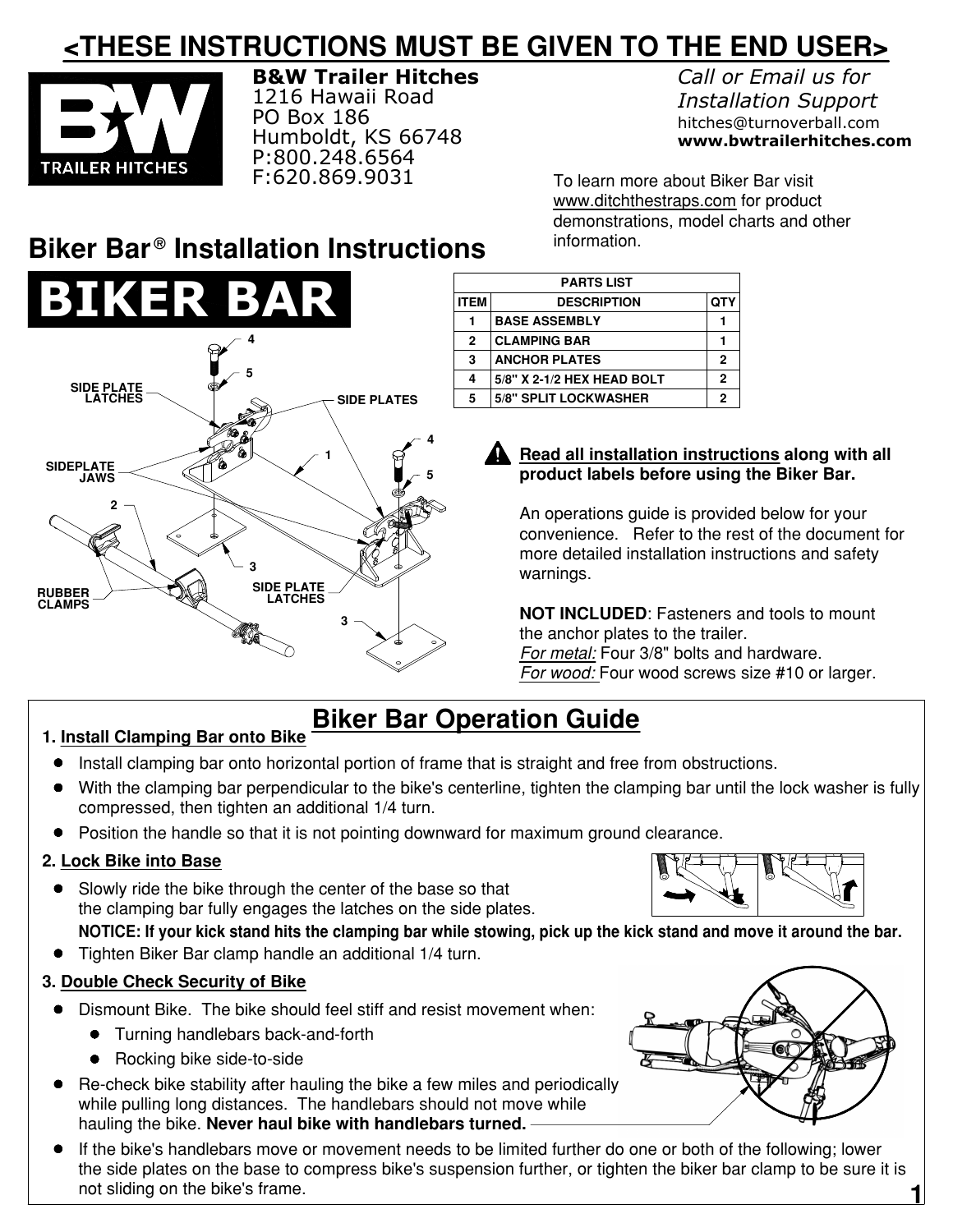# <THESE INSTRUCTIONS MUST BE GIVEN TO THE END USER>

**B&W Trailer Hitches**
1216 Hawaii Road
PO Box 186
Humboldt, KS 66748
P:800.248.6564
F:620.869.9031

*Call or Email us for Installation Support*
hitches@turnoverball.com
**www.bwtrailerhitches.com**

To learn more about Biker Bar visit www.ditchthestraps.com for product demonstrations, model charts and other information.

## Biker Bar® Installation Instructions

# BIKER BAR

| PARTS LIST | | |
|---|---|---|
| ITEM | DESCRIPTION | QTY |
| 1 | BASE ASSEMBLY | 1 |
| 2 | CLAMPING BAR | 1 |
| 3 | ANCHOR PLATES | 2 |
| 4 | 5/8" X 2-1/2 HEX HEAD BOLT | 2 |
| 5 | 5/8" SPLIT LOCKWASHER | 2 |

⚠ **Read all installation instructions along with all product labels before using the Biker Bar.**

An operations guide is provided below for your convenience. Refer to the rest of the document for more detailed installation instructions and safety warnings.

**NOT INCLUDED**: Fasteners and tools to mount the anchor plates to the trailer.
*For metal:* Four 3/8" bolts and hardware.
*For wood:* Four wood screws size #10 or larger.

## Biker Bar Operation Guide

**1. Install Clamping Bar onto Bike**

- Install clamping bar onto horizontal portion of frame that is straight and free from obstructions.
- With the clamping bar perpendicular to the bike's centerline, tighten the clamping bar until the lock washer is fully compressed, then tighten an additional 1/4 turn.
- Position the handle so that it is not pointing downward for maximum ground clearance.

**2. Lock Bike into Base**

- Slowly ride the bike through the center of the base so that the clamping bar fully engages the latches on the side plates.

**NOTICE: If your kick stand hits the clamping bar while stowing, pick up the kick stand and move it around the bar.**

- Tighten Biker Bar clamp handle an additional 1/4 turn.

**3. Double Check Security of Bike**

- Dismount Bike. The bike should feel stiff and resist movement when:
  - Turning handlebars back-and-forth
  - Rocking bike side-to-side
- Re-check bike stability after hauling the bike a few miles and periodically while pulling long distances. The handlebars should not move while hauling the bike. **Never haul bike with handlebars turned.**
- If the bike's handlebars move or movement needs to be limited further do one or both of the following; lower the side plates on the base to compress bike's suspension further, or tighten the biker bar clamp to be sure it is not sliding on the bike's frame.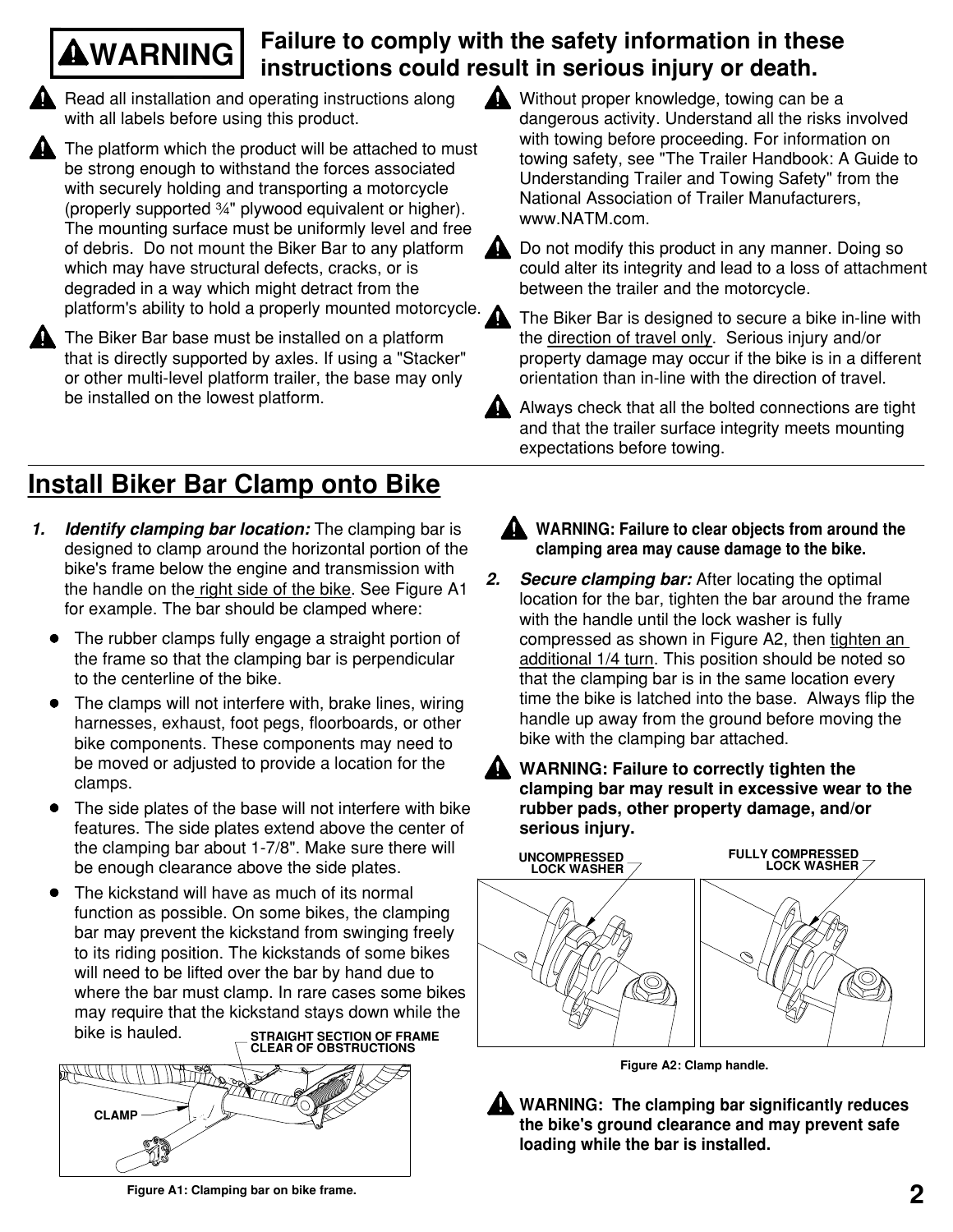**⚠WARNING** **Failure to comply with the safety information in these instructions could result in serious injury or death.**

⚠ Read all installation and operating instructions along with all labels before using this product.

⚠ The platform which the product will be attached to must be strong enough to withstand the forces associated with securely holding and transporting a motorcycle (properly supported ¾" plywood equivalent or higher). The mounting surface must be uniformly level and free of debris. Do not mount the Biker Bar to any platform which may have structural defects, cracks, or is degraded in a way which might detract from the platform's ability to hold a properly mounted motorcycle.

⚠ The Biker Bar base must be installed on a platform that is directly supported by axles. If using a "Stacker" or other multi-level platform trailer, the base may only be installed on the lowest platform.

⚠ Without proper knowledge, towing can be a dangerous activity. Understand all the risks involved with towing before proceeding. For information on towing safety, see "The Trailer Handbook: A Guide to Understanding Trailer and Towing Safety" from the National Association of Trailer Manufacturers, www.NATM.com.

⚠ Do not modify this product in any manner. Doing so could alter its integrity and lead to a loss of attachment between the trailer and the motorcycle.

⚠ The Biker Bar is designed to secure a bike in-line with the direction of travel only. Serious injury and/or property damage may occur if the bike is in a different orientation than in-line with the direction of travel.

⚠ Always check that all the bolted connections are tight and that the trailer surface integrity meets mounting expectations before towing.

## Install Biker Bar Clamp onto Bike

1. ***Identify clamping bar location:*** The clamping bar is designed to clamp around the horizontal portion of the bike's frame below the engine and transmission with the handle on the right side of the bike. See Figure A1 for example. The bar should be clamped where:
   - The rubber clamps fully engage a straight portion of the frame so that the clamping bar is perpendicular to the centerline of the bike.
   - The clamps will not interfere with, brake lines, wiring harnesses, exhaust, foot pegs, floorboards, or other bike components. These components may need to be moved or adjusted to provide a location for the clamps.
   - The side plates of the base will not interfere with bike features. The side plates extend above the center of the clamping bar about 1-7/8". Make sure there will be enough clearance above the side plates.
   - The kickstand will have as much of its normal function as possible. On some bikes, the clamping bar may prevent the kickstand from swinging freely to its riding position. The kickstands of some bikes will need to be lifted over the bar by hand due to where the bar must clamp. In rare cases some bikes may require that the kickstand stays down while the bike is hauled.

STRAIGHT SECTION OF FRAME CLEAR OF OBSTRUCTIONS

CLAMP

Figure A1: Clamping bar on bike frame.

⚠ **WARNING: Failure to clear objects from around the clamping area may cause damage to the bike.**

2. ***Secure clamping bar:*** After locating the optimal location for the bar, tighten the bar around the frame with the handle until the lock washer is fully compressed as shown in Figure A2, then tighten an additional 1/4 turn. This position should be noted so that the clamping bar is in the same location every time the bike is latched into the base. Always flip the handle up away from the ground before moving the bike with the clamping bar attached.

⚠ **WARNING: Failure to correctly tighten the clamping bar may result in excessive wear to the rubber pads, other property damage, and/or serious injury.**

UNCOMPRESSED LOCK WASHER

FULLY COMPRESSED LOCK WASHER

Figure A2: Clamp handle.

⚠ **WARNING: The clamping bar significantly reduces the bike's ground clearance and may prevent safe loading while the bar is installed.**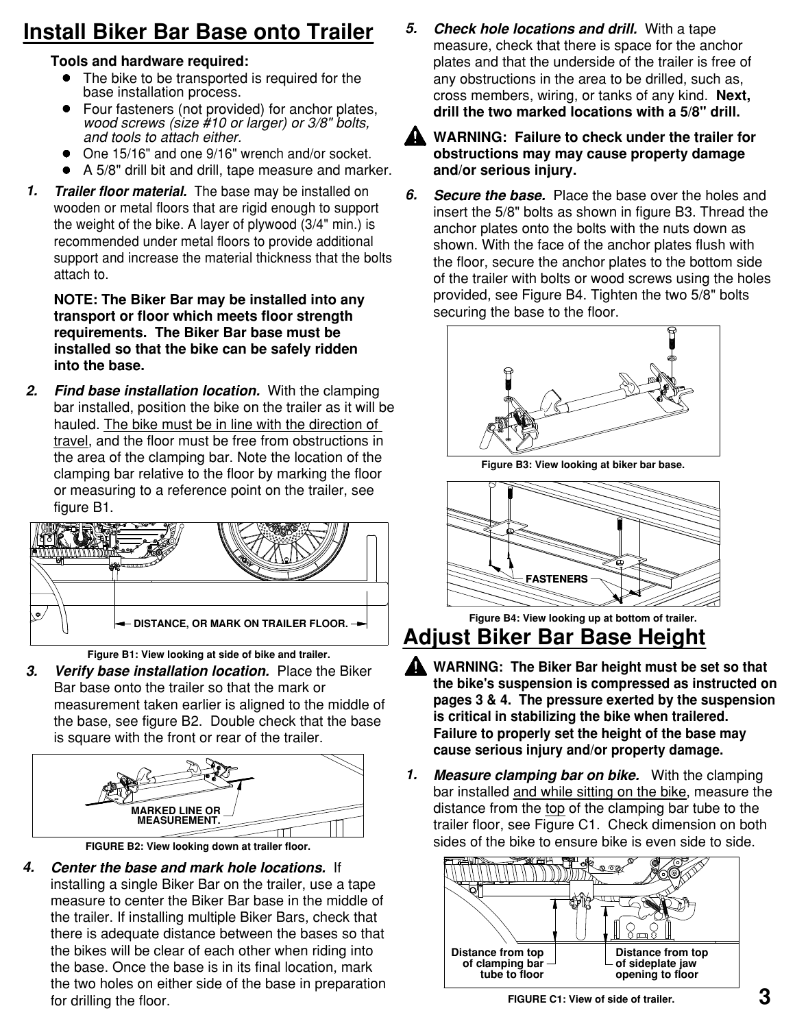# Install Biker Bar Base onto Trailer

**Tools and hardware required:**

- The bike to be transported is required for the base installation process.
- Four fasteners (not provided) for anchor plates, *wood screws (size #10 or larger) or 3/8" bolts, and tools to attach either.*
- One 15/16" and one 9/16" wrench and/or socket.
- A 5/8" drill bit and drill, tape measure and marker.

**1.** ***Trailer floor material.*** The base may be installed on wooden or metal floors that are rigid enough to support the weight of the bike. A layer of plywood (3/4" min.) is recommended under metal floors to provide additional support and increase the material thickness that the bolts attach to.

**NOTE: The Biker Bar may be installed into any transport or floor which meets floor strength requirements. The Biker Bar base must be installed so that the bike can be safely ridden into the base.**

**2.** ***Find base installation location.*** With the clamping bar installed, position the bike on the trailer as it will be hauled. The bike must be in line with the direction of travel, and the floor must be free from obstructions in the area of the clamping bar. Note the location of the clamping bar relative to the floor by marking the floor or measuring to a reference point on the trailer, see figure B1.

DISTANCE, OR MARK ON TRAILER FLOOR.

**Figure B1: View looking at side of bike and trailer.**

**3.** ***Verify base installation location.*** Place the Biker Bar base onto the trailer so that the mark or measurement taken earlier is aligned to the middle of the base, see figure B2. Double check that the base is square with the front or rear of the trailer.

MARKED LINE OR MEASUREMENT.

**FIGURE B2: View looking down at trailer floor.**

**4.** ***Center the base and mark hole locations.*** If installing a single Biker Bar on the trailer, use a tape measure to center the Biker Bar base in the middle of the trailer. If installing multiple Biker Bars, check that there is adequate distance between the bases so that the bikes will be clear of each other when riding into the base. Once the base is in its final location, mark the two holes on either side of the base in preparation for drilling the floor.

**5.** ***Check hole locations and drill.*** With a tape measure, check that there is space for the anchor plates and that the underside of the trailer is free of any obstructions in the area to be drilled, such as, cross members, wiring, or tanks of any kind. **Next, drill the two marked locations with a 5/8" drill.**

**WARNING: Failure to check under the trailer for obstructions may may cause property damage and/or serious injury.**

**6.** ***Secure the base.*** Place the base over the holes and insert the 5/8" bolts as shown in figure B3. Thread the anchor plates onto the bolts with the nuts down as shown. With the face of the anchor plates flush with the floor, secure the anchor plates to the bottom side of the trailer with bolts or wood screws using the holes provided, see Figure B4. Tighten the two 5/8" bolts securing the base to the floor.

**Figure B3: View looking at biker bar base.**

FASTENERS

**Figure B4: View looking up at bottom of trailer.**

# Adjust Biker Bar Base Height

**WARNING: The Biker Bar height must be set so that the bike's suspension is compressed as instructed on pages 3 & 4. The pressure exerted by the suspension is critical in stabilizing the bike when trailered. Failure to properly set the height of the base may cause serious injury and/or property damage.**

**1.** ***Measure clamping bar on bike.*** With the clamping bar installed and while sitting on the bike, measure the distance from the top of the clamping bar tube to the trailer floor, see Figure C1. Check dimension on both sides of the bike to ensure bike is even side to side.

Distance from top of clamping bar tube to floor

Distance from top of sideplate jaw opening to floor

**FIGURE C1: View of side of trailer.**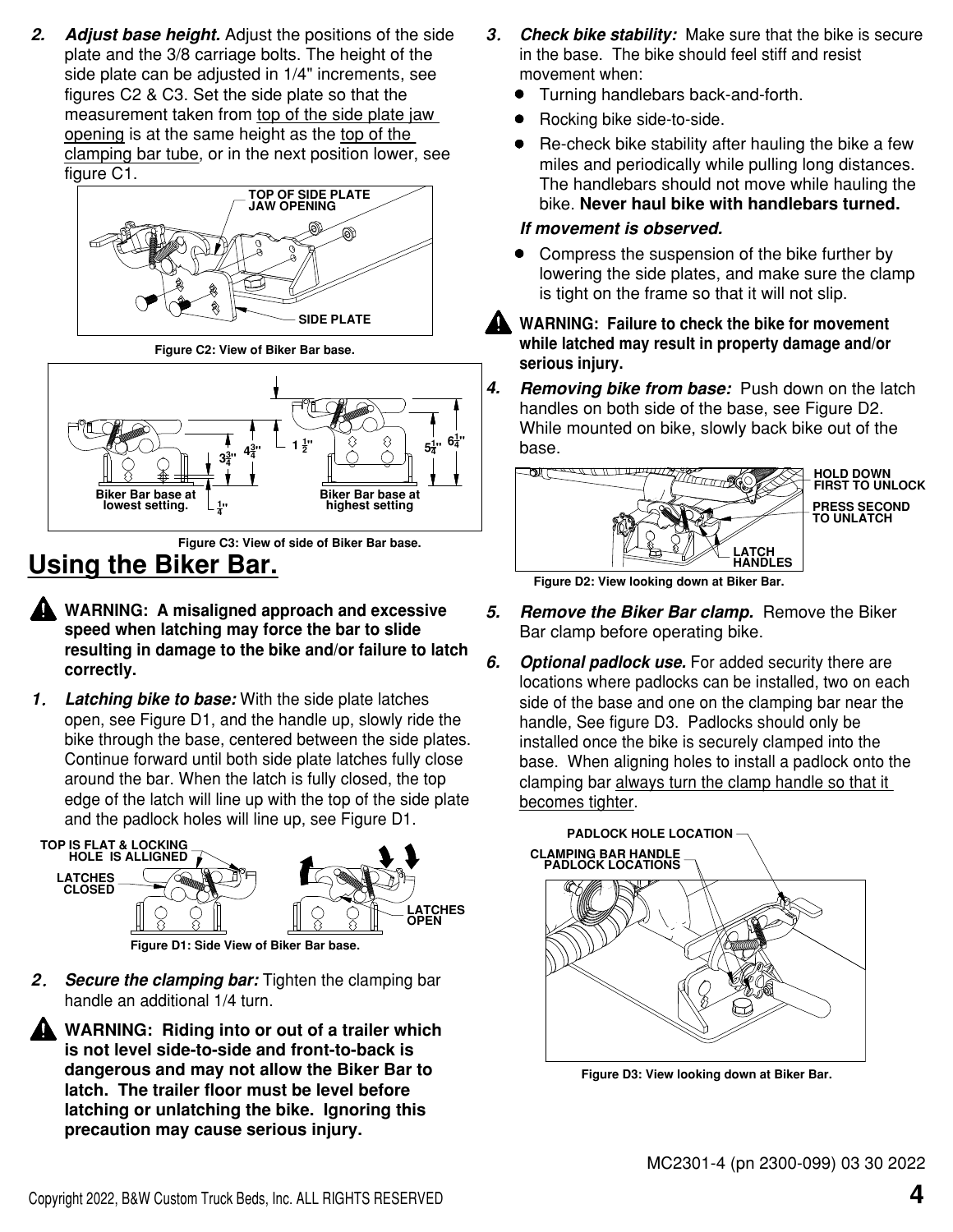**2. Adjust base height.** Adjust the positions of the side plate and the 3/8 carriage bolts. The height of the side plate can be adjusted in 1/4" increments, see figures C2 & C3. Set the side plate so that the measurement taken from top of the side plate jaw opening is at the same height as the top of the clamping bar tube, or in the next position lower, see figure C1.

TOP OF SIDE PLATE JAW OPENING

SIDE PLATE

Figure C2: View of Biker Bar base.

Biker Bar base at lowest setting.

$3\frac{3}{4}$" $4\frac{3}{4}$" $\frac{1}{4}$" $1\frac{1}{2}$" $5\frac{1}{4}$" $6\frac{1}{4}$"

Biker Bar base at highest setting

Figure C3: View of side of Biker Bar base.

## Using the Biker Bar.

**WARNING: A misaligned approach and excessive speed when latching may force the bar to slide resulting in damage to the bike and/or failure to latch correctly.**

**1. Latching bike to base:** With the side plate latches open, see Figure D1, and the handle up, slowly ride the bike through the base, centered between the side plates. Continue forward until both side plate latches fully close around the bar. When the latch is fully closed, the top edge of the latch will line up with the top of the side plate and the padlock holes will line up, see Figure D1.

TOP IS FLAT & LOCKING HOLE IS ALLIGNED

LATCHES CLOSED

LATCHES OPEN

Figure D1: Side View of Biker Bar base.

**2. Secure the clamping bar:** Tighten the clamping bar handle an additional 1/4 turn.

**WARNING: Riding into or out of a trailer which is not level side-to-side and front-to-back is dangerous and may not allow the Biker Bar to latch. The trailer floor must be level before latching or unlatching the bike. Ignoring this precaution may cause serious injury.**

**3. Check bike stability:** Make sure that the bike is secure in the base. The bike should feel stiff and resist movement when:

- Turning handlebars back-and-forth.
- Rocking bike side-to-side.
- Re-check bike stability after hauling the bike a few miles and periodically while pulling long distances. The handlebars should not move while hauling the bike. **Never haul bike with handlebars turned.**

***If movement is observed.***

- Compress the suspension of the bike further by lowering the side plates, and make sure the clamp is tight on the frame so that it will not slip.

**WARNING: Failure to check the bike for movement while latched may result in property damage and/or serious injury.**

**4. Removing bike from base:** Push down on the latch handles on both side of the base, see Figure D2. While mounted on bike, slowly back bike out of the base.

HOLD DOWN FIRST TO UNLOCK

PRESS SECOND TO UNLATCH

LATCH HANDLES

Figure D2: View looking down at Biker Bar.

**5. Remove the Biker Bar clamp.** Remove the Biker Bar clamp before operating bike.

**6. Optional padlock use.** For added security there are locations where padlocks can be installed, two on each side of the base and one on the clamping bar near the handle, See figure D3. Padlocks should only be installed once the bike is securely clamped into the base. When aligning holes to install a padlock onto the clamping bar always turn the clamp handle so that it becomes tighter.

PADLOCK HOLE LOCATION

CLAMPING BAR HANDLE PADLOCK LOCATIONS

Figure D3: View looking down at Biker Bar.

MC2301-4 (pn 2300-099) 03 30 2022

Copyright 2022, B&W Custom Truck Beds, Inc. ALL RIGHTS RESERVED